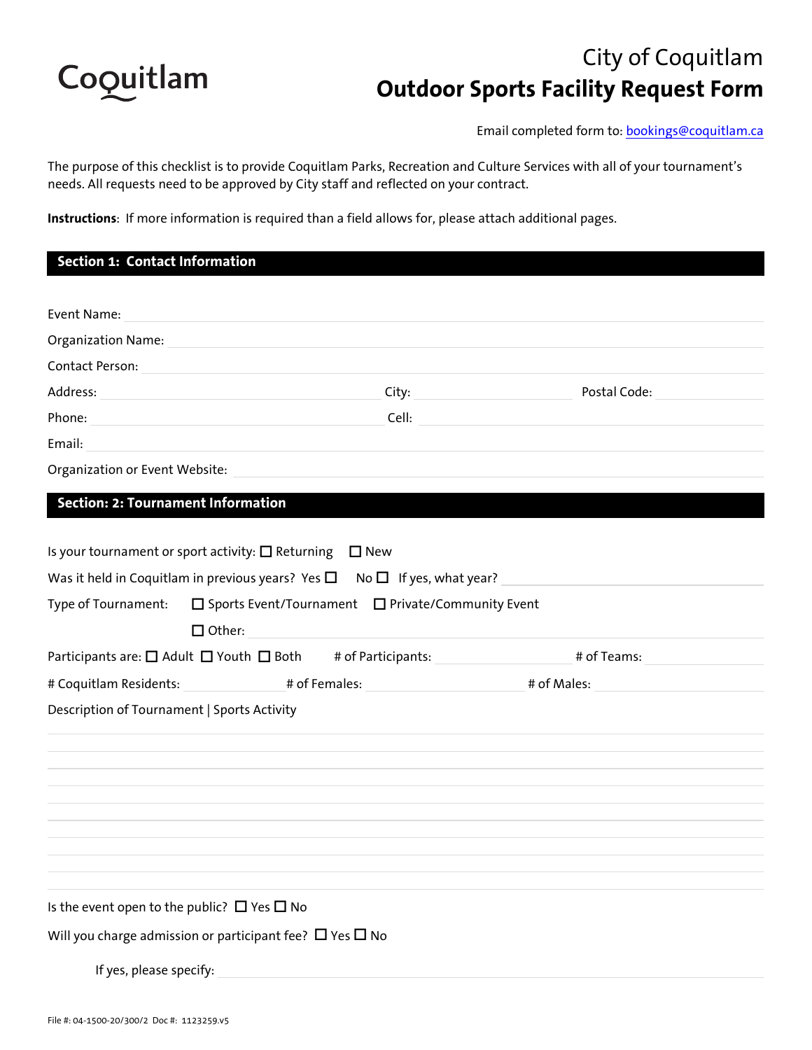Coquitlam

# City of Coquitlam
# Outdoor Sports Facility Request Form

Email completed form to: bookings@coquitlam.ca

The purpose of this checklist is to provide Coquitlam Parks, Recreation and Culture Services with all of your tournament's needs. All requests need to be approved by City staff and reflected on your contract.

**Instructions**: If more information is required than a field allows for, please attach additional pages.

## Section 1: Contact Information

Event Name: ______________________

Organization Name: ______________________

Contact Person: ______________________

Address: ______________________ City: ______________ Postal Code: ______________

Phone: ______________________ Cell: ______________________

Email: ______________________

Organization or Event Website: ______________________

## Section: 2: Tournament Information

Is your tournament or sport activity: ☐ Returning ☐ New

Was it held in Coquitlam in previous years? Yes ☐ No ☐ If yes, what year? ______________

Type of Tournament: ☐ Sports Event/Tournament ☐ Private/Community Event

☐ Other: ______________________

Participants are: ☐ Adult ☐ Youth ☐ Both # of Participants: ______________ # of Teams: ______________

# Coquitlam Residents: ______________ # of Females: ______________ # of Males: ______________

Description of Tournament | Sports Activity

______________________

Is the event open to the public? ☐ Yes ☐ No

Will you charge admission or participant fee? ☐ Yes ☐ No

If yes, please specify: ______________________

File #: 04-1500-20/300/2 Doc #: 1123259.v5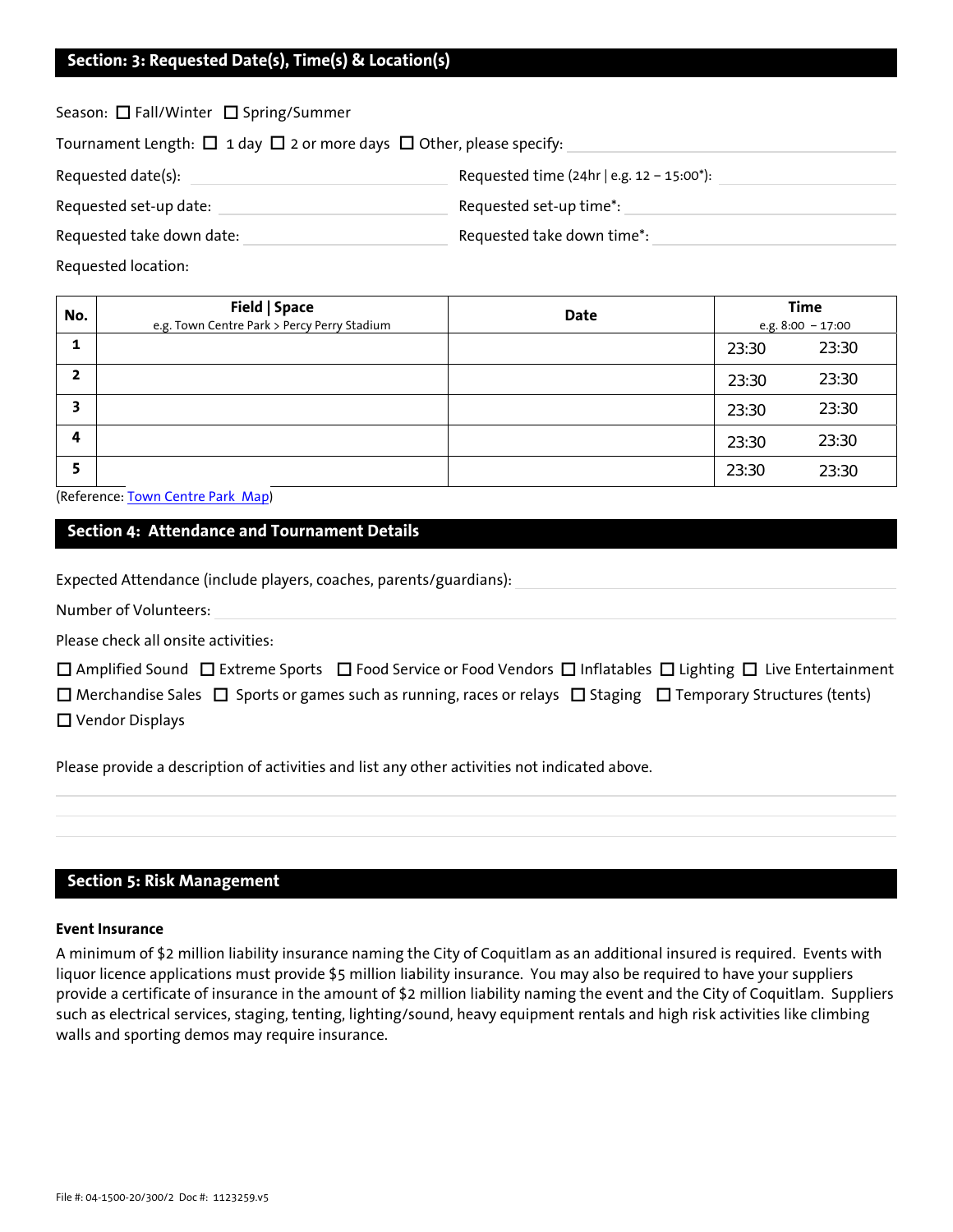## Section: 3: Requested Date(s), Time(s) & Location(s)

Season: ☐ Fall/Winter ☐ Spring/Summer

Tournament Length: ☐ 1 day ☐ 2 or more days ☐ Other, please specify: \_\_\_\_\_\_\_\_\_\_

Requested date(s): \_\_\_\_\_\_\_\_\_\_ Requested time (24hr | e.g. 12 – 15:00*): \_\_\_\_\_\_\_\_\_\_

Requested set-up date: \_\_\_\_\_\_\_\_\_\_ Requested set-up time*: \_\_\_\_\_\_\_\_\_\_

Requested take down date: \_\_\_\_\_\_\_\_\_\_ Requested take down time*: \_\_\_\_\_\_\_\_\_\_

Requested location:

| No. | Field \| Space<br>e.g. Town Centre Park > Percy Perry Stadium | Date | Time<br>e.g. 8:00 – 17:00 | |
|---|---|---|---|---|
| 1 | | | 23:30 | 23:30 |
| 2 | | | 23:30 | 23:30 |
| 3 | | | 23:30 | 23:30 |
| 4 | | | 23:30 | 23:30 |
| 5 | | | 23:30 | 23:30 |

(Reference: Town Centre Park Map)

## Section 4: Attendance and Tournament Details

Expected Attendance (include players, coaches, parents/guardians): \_\_\_\_\_\_\_\_\_\_

Number of Volunteers: \_\_\_\_\_\_\_\_\_\_

Please check all onsite activities:

☐ Amplified Sound ☐ Extreme Sports ☐ Food Service or Food Vendors ☐ Inflatables ☐ Lighting ☐ Live Entertainment
☐ Merchandise Sales ☐ Sports or games such as running, races or relays ☐ Staging ☐ Temporary Structures (tents)
☐ Vendor Displays

Please provide a description of activities and list any other activities not indicated above.

\_\_\_\_\_\_\_\_\_\_

\_\_\_\_\_\_\_\_\_\_

\_\_\_\_\_\_\_\_\_\_

## Section 5: Risk Management

**Event Insurance**

A minimum of $2 million liability insurance naming the City of Coquitlam as an additional insured is required. Events with liquor licence applications must provide $5 million liability insurance. You may also be required to have your suppliers provide a certificate of insurance in the amount of $2 million liability naming the event and the City of Coquitlam. Suppliers such as electrical services, staging, tenting, lighting/sound, heavy equipment rentals and high risk activities like climbing walls and sporting demos may require insurance.

File #: 04-1500-20/300/2 Doc #: 1123259.v5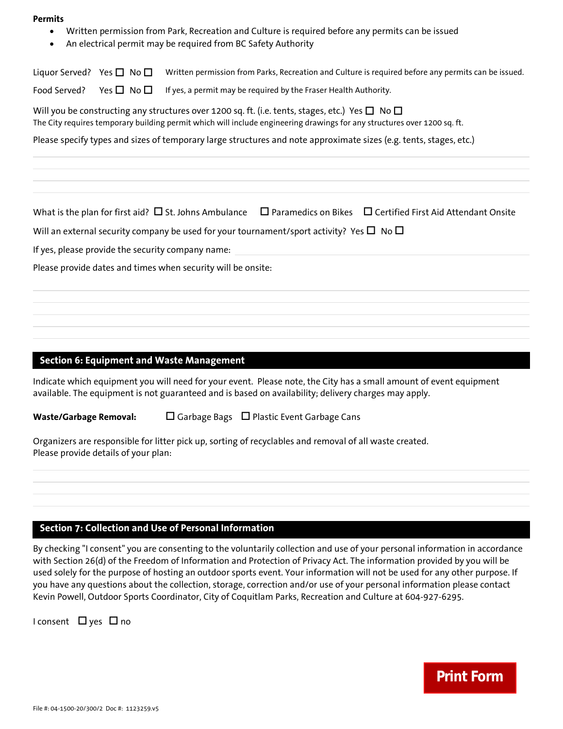**Permits**

- Written permission from Park, Recreation and Culture is required before any permits can be issued
- An electrical permit may be required from BC Safety Authority

Liquor Served? Yes ☐ No ☐ Written permission from Parks, Recreation and Culture is required before any permits can be issued.

Food Served? Yes ☐ No ☐ If yes, a permit may be required by the Fraser Health Authority.

Will you be constructing any structures over 1200 sq. ft. (i.e. tents, stages, etc.) Yes ☐ No ☐
The City requires temporary building permit which will include engineering drawings for any structures over 1200 sq. ft.

Please specify types and sizes of temporary large structures and note approximate sizes (e.g. tents, stages, etc.)

What is the plan for first aid? ☐ St. Johns Ambulance ☐ Paramedics on Bikes ☐ Certified First Aid Attendant Onsite

Will an external security company be used for your tournament/sport activity? Yes ☐ No ☐

If yes, please provide the security company name:

Please provide dates and times when security will be onsite:

## Section 6: Equipment and Waste Management

Indicate which equipment you will need for your event. Please note, the City has a small amount of event equipment available. The equipment is not guaranteed and is based on availability; delivery charges may apply.

**Waste/Garbage Removal:** ☐ Garbage Bags ☐ Plastic Event Garbage Cans

Organizers are responsible for litter pick up, sorting of recyclables and removal of all waste created.
Please provide details of your plan:

## Section 7: Collection and Use of Personal Information

By checking "I consent" you are consenting to the voluntarily collection and use of your personal information in accordance with Section 26(d) of the Freedom of Information and Protection of Privacy Act. The information provided by you will be used solely for the purpose of hosting an outdoor sports event. Your information will not be used for any other purpose. If you have any questions about the collection, storage, correction and/or use of your personal information please contact Kevin Powell, Outdoor Sports Coordinator, City of Coquitlam Parks, Recreation and Culture at 604-927-6295.

I consent ☐ yes ☐ no

**Print Form**

File #: 04-1500-20/300/2 Doc #: 1123259.v5